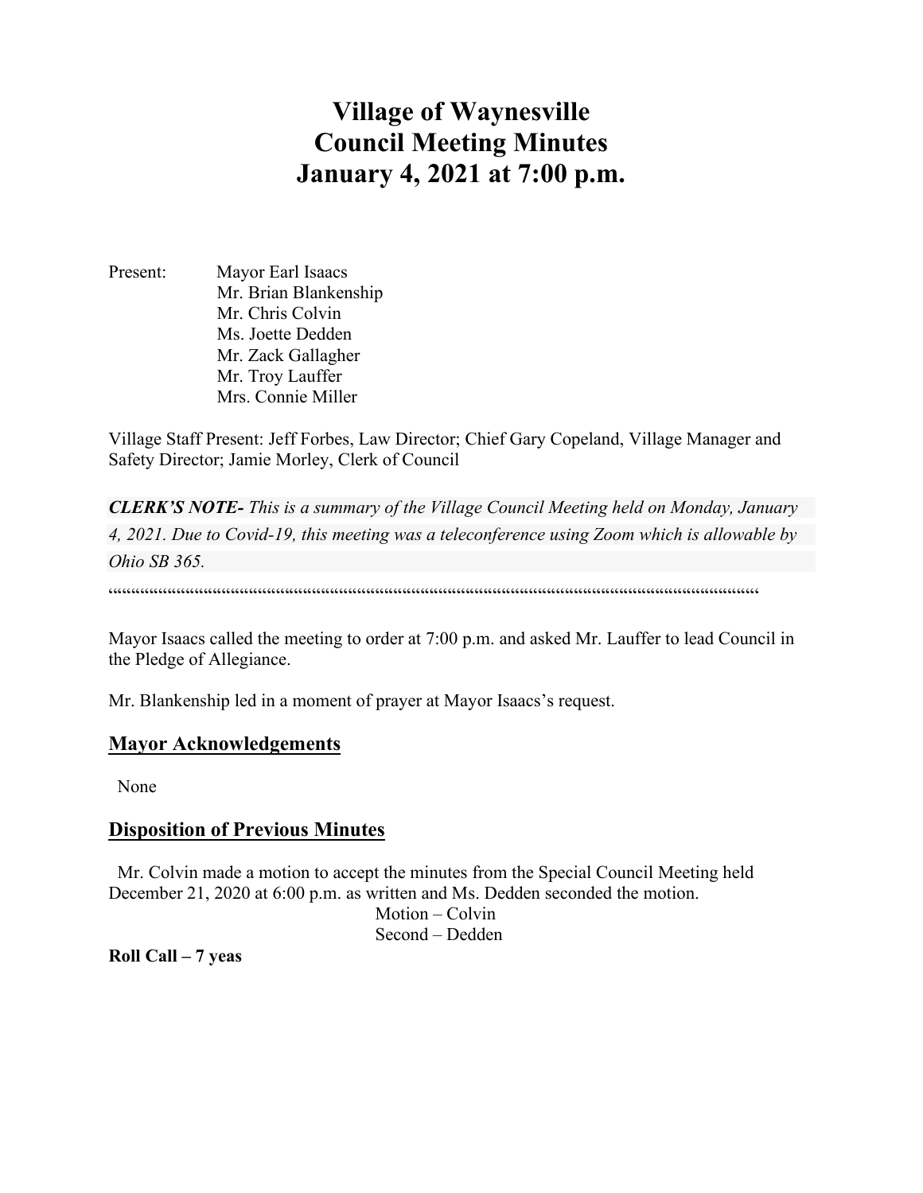# Village of Waynesville
# Council Meeting Minutes
# January 4, 2021 at 7:00 p.m.

Present: Mayor Earl Isaacs
Mr. Brian Blankenship
Mr. Chris Colvin
Ms. Joette Dedden
Mr. Zack Gallagher
Mr. Troy Lauffer
Mrs. Connie Miller

Village Staff Present: Jeff Forbes, Law Director; Chief Gary Copeland, Village Manager and Safety Director; Jamie Morley, Clerk of Council

***CLERK'S NOTE-*** *This is a summary of the Village Council Meeting held on Monday, January 4, 2021. Due to Covid-19, this meeting was a teleconference using Zoom which is allowable by Ohio SB 365.*

""""""""""""""""""""""""""""""""""""""""""""""""""""""""""""""""""""""""""""""""""""""""""""""""""""""""""""""""""""""""""""""""""""""""""""""""""""""

Mayor Isaacs called the meeting to order at 7:00 p.m. and asked Mr. Lauffer to lead Council in the Pledge of Allegiance.

Mr. Blankenship led in a moment of prayer at Mayor Isaacs's request.

## Mayor Acknowledgements

None

## Disposition of Previous Minutes

Mr. Colvin made a motion to accept the minutes from the Special Council Meeting held December 21, 2020 at 6:00 p.m. as written and Ms. Dedden seconded the motion.

Motion – Colvin
Second – Dedden

**Roll Call – 7 yeas**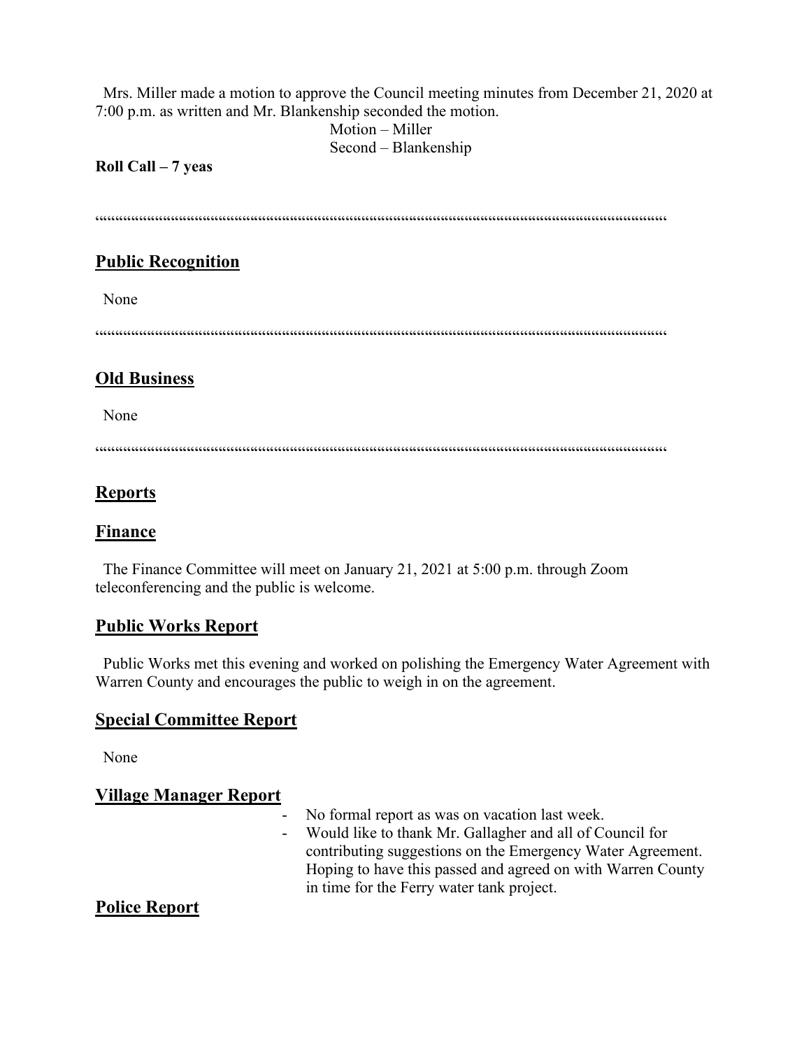Mrs. Miller made a motion to approve the Council meeting minutes from December 21, 2020 at 7:00 p.m. as written and Mr. Blankenship seconded the motion.

Motion – Miller
Second – Blankenship

**Roll Call – 7 yeas**

““““““““““““““““““““““““““““““““““““““““““““““““““““““““““““““““““““““““““““““““““

## Public Recognition

None

““““““““““““““““““““““““““““““““““““““““““““““““““““““““““““““““““““““““““““““““““

## Old Business

None

““““““““““““““““““““““““““““““““““““““““““““““““““““““““““““““““““““““““““““““““““

## Reports

## Finance

The Finance Committee will meet on January 21, 2021 at 5:00 p.m. through Zoom teleconferencing and the public is welcome.

## Public Works Report

Public Works met this evening and worked on polishing the Emergency Water Agreement with Warren County and encourages the public to weigh in on the agreement.

## Special Committee Report

None

## Village Manager Report

- No formal report as was on vacation last week.
- Would like to thank Mr. Gallagher and all of Council for contributing suggestions on the Emergency Water Agreement. Hoping to have this passed and agreed on with Warren County in time for the Ferry water tank project.

## Police Report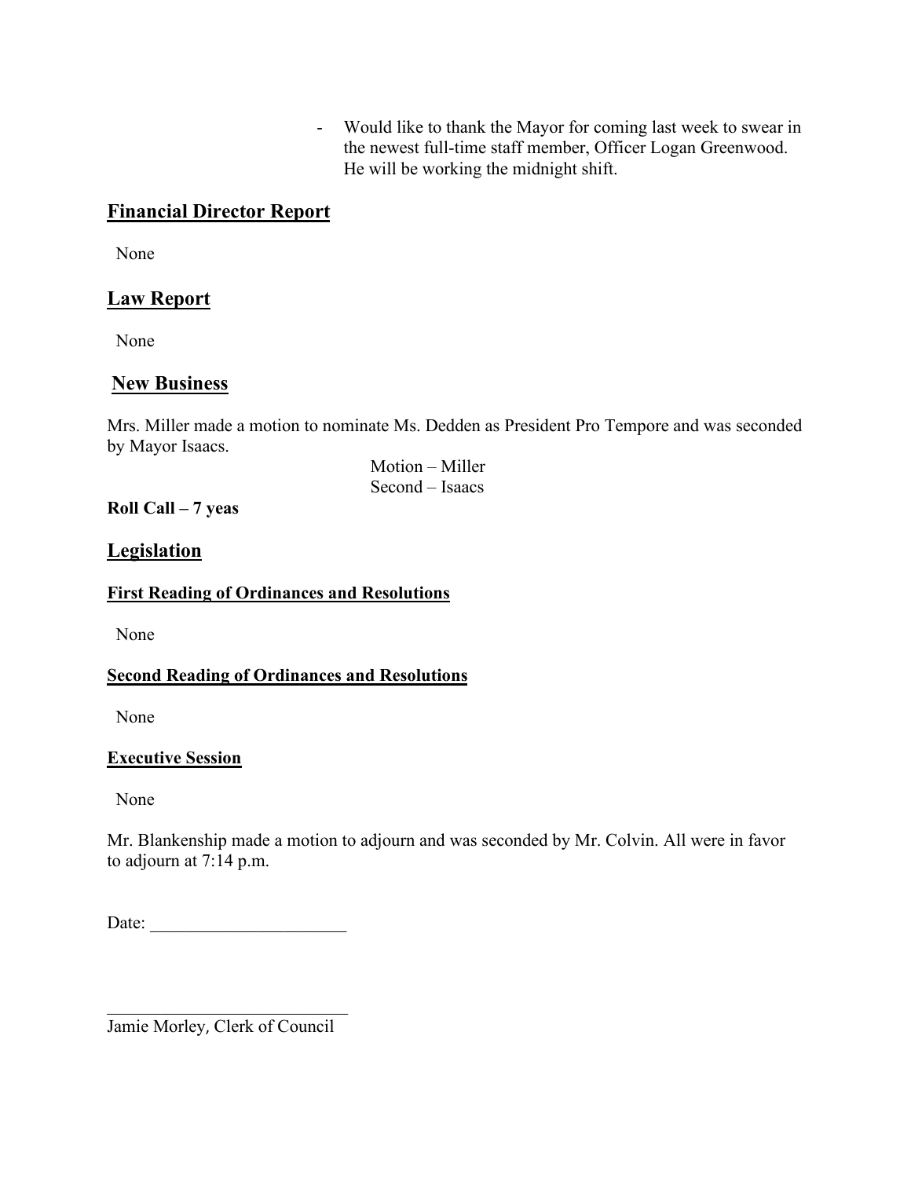- Would like to thank the Mayor for coming last week to swear in the newest full-time staff member, Officer Logan Greenwood. He will be working the midnight shift.

## Financial Director Report

None

## Law Report

None

## New Business

Mrs. Miller made a motion to nominate Ms. Dedden as President Pro Tempore and was seconded by Mayor Isaacs.

Motion – Miller
Second – Isaacs

**Roll Call – 7 yeas**

## Legislation

### First Reading of Ordinances and Resolutions

None

### Second Reading of Ordinances and Resolutions

None

### Executive Session

None

Mr. Blankenship made a motion to adjourn and was seconded by Mr. Colvin. All were in favor to adjourn at 7:14 p.m.

Date: ______________________

____________________________
Jamie Morley, Clerk of Council